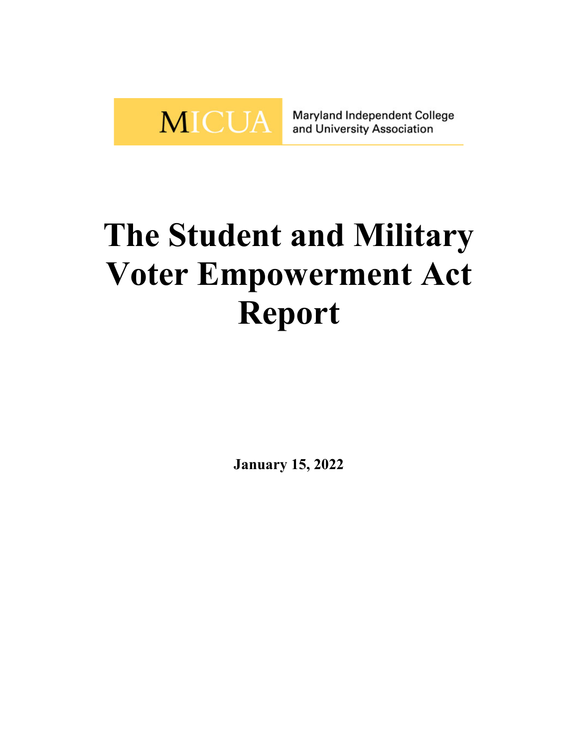MICUA Maryland Independent College and University Association

# The Student and Military Voter Empowerment Act Report

**January 15, 2022**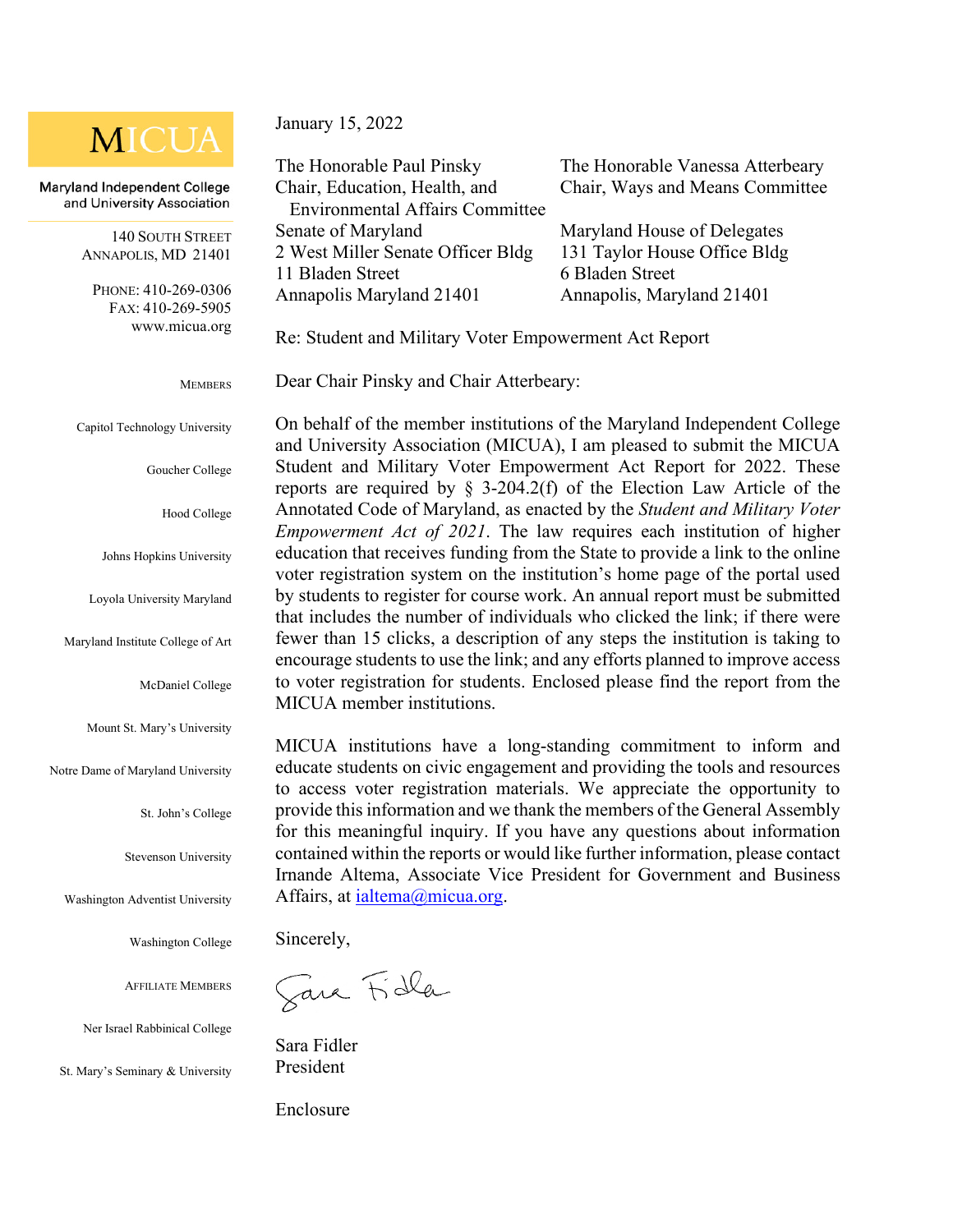**MICUA**

Maryland Independent College and University Association

140 South Street
Annapolis, MD 21401

Phone: 410-269-0306
Fax: 410-269-5905
www.micua.org

Members

Capitol Technology University

Goucher College

Hood College

Johns Hopkins University

Loyola University Maryland

Maryland Institute College of Art

McDaniel College

Mount St. Mary's University

Notre Dame of Maryland University

St. John's College

Stevenson University

Washington Adventist University

Washington College

Affiliate Members

Ner Israel Rabbinical College

St. Mary's Seminary & University

January 15, 2022

The Honorable Paul Pinsky
Chair, Education, Health, and Environmental Affairs Committee
Senate of Maryland
2 West Miller Senate Officer Bldg
11 Bladen Street
Annapolis Maryland 21401

The Honorable Vanessa Atterbeary
Chair, Ways and Means Committee
Maryland House of Delegates
131 Taylor House Office Bldg
6 Bladen Street
Annapolis, Maryland 21401

Re: Student and Military Voter Empowerment Act Report

Dear Chair Pinsky and Chair Atterbeary:

On behalf of the member institutions of the Maryland Independent College and University Association (MICUA), I am pleased to submit the MICUA Student and Military Voter Empowerment Act Report for 2022. These reports are required by § 3-204.2(f) of the Election Law Article of the Annotated Code of Maryland, as enacted by the *Student and Military Voter Empowerment Act of 2021*. The law requires each institution of higher education that receives funding from the State to provide a link to the online voter registration system on the institution's home page of the portal used by students to register for course work. An annual report must be submitted that includes the number of individuals who clicked the link; if there were fewer than 15 clicks, a description of any steps the institution is taking to encourage students to use the link; and any efforts planned to improve access to voter registration for students. Enclosed please find the report from the MICUA member institutions.

MICUA institutions have a long-standing commitment to inform and educate students on civic engagement and providing the tools and resources to access voter registration materials. We appreciate the opportunity to provide this information and we thank the members of the General Assembly for this meaningful inquiry. If you have any questions about information contained within the reports or would like further information, please contact Irnande Altema, Associate Vice President for Government and Business Affairs, at ialtema@micua.org.

Sincerely,

Sara Fidler

Sara Fidler
President

Enclosure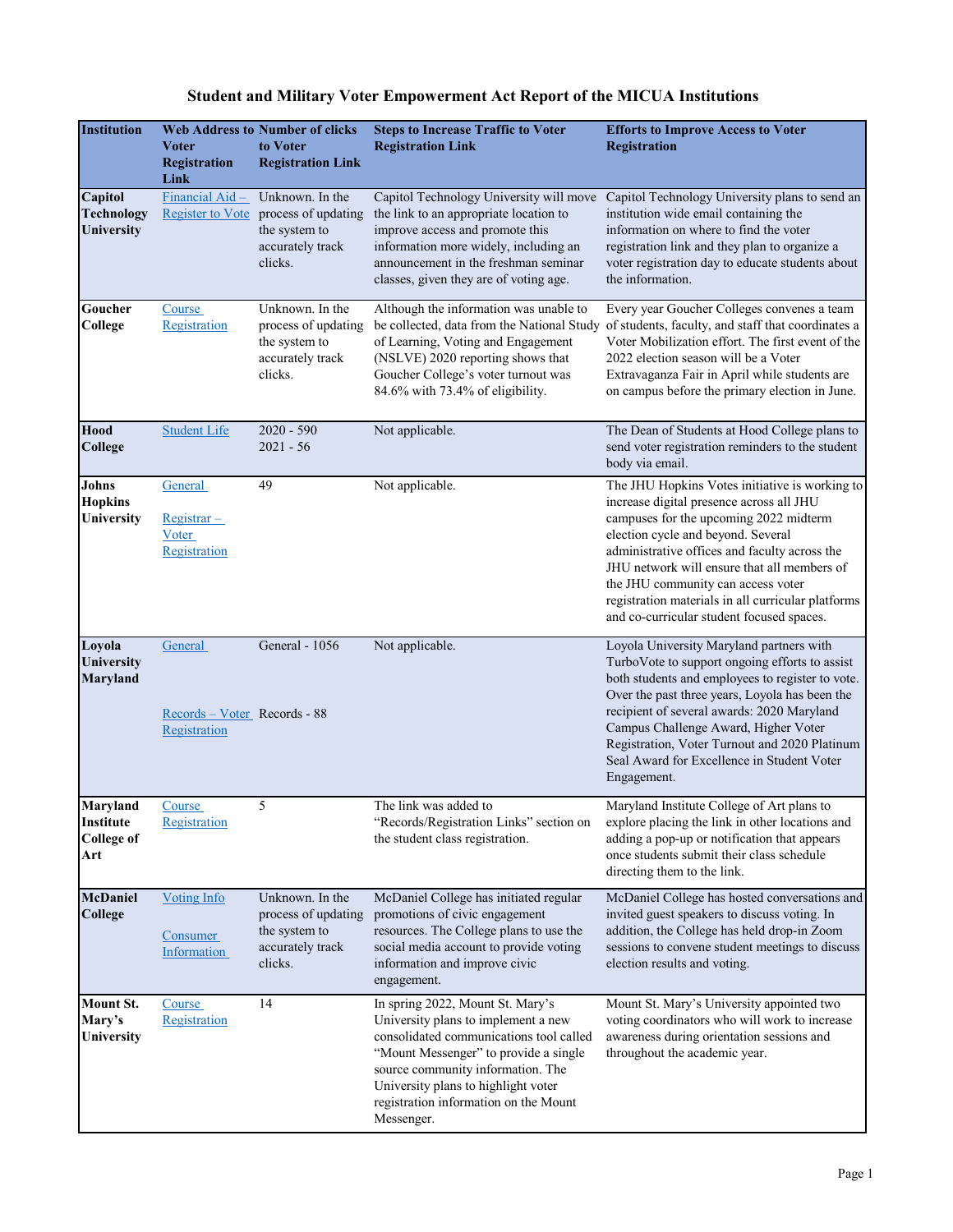# Student and Military Voter Empowerment Act Report of the MICUA Institutions

| Institution | Web Address to Voter Registration Link | Number of clicks to Voter Registration Link | Steps to Increase Traffic to Voter Registration Link | Efforts to Improve Access to Voter Registration |
|---|---|---|---|---|
| **Capitol Technology University** | Financial Aid – Register to Vote | Unknown. In the process of updating the system to accurately track clicks. | Capitol Technology University will move the link to an appropriate location to improve access and promote this information more widely, including an announcement in the freshman seminar classes, given they are of voting age. | Capitol Technology University plans to send an institution wide email containing the information on where to find the voter registration link and they plan to organize a voter registration day to educate students about the information. |
| **Goucher College** | Course Registration | Unknown. In the process of updating the system to accurately track clicks. | Although the information was unable to be collected, data from the National Study of Learning, Voting and Engagement (NSLVE) 2020 reporting shows that Goucher College's voter turnout was 84.6% with 73.4% of eligibility. | Every year Goucher Colleges convenes a team of students, faculty, and staff that coordinates a Voter Mobilization effort. The first event of the 2022 election season will be a Voter Extravaganza Fair in April while students are on campus before the primary election in June. |
| **Hood College** | Student Life | 2020 - 590<br>2021 - 56 | Not applicable. | The Dean of Students at Hood College plans to send voter registration reminders to the student body via email. |
| **Johns Hopkins University** | General<br><br>Registrar – Voter Registration | 49 | Not applicable. | The JHU Hopkins Votes initiative is working to increase digital presence across all JHU campuses for the upcoming 2022 midterm election cycle and beyond. Several administrative offices and faculty across the JHU network will ensure that all members of the JHU community can access voter registration materials in all curricular platforms and co-curricular student focused spaces. |
| **Loyola University Maryland** | General<br><br>Records – Voter Registration | General - 1056<br><br>Records - 88 | Not applicable. | Loyola University Maryland partners with TurboVote to support ongoing efforts to assist both students and employees to register to vote. Over the past three years, Loyola has been the recipient of several awards: 2020 Maryland Campus Challenge Award, Higher Voter Registration, Voter Turnout and 2020 Platinum Seal Award for Excellence in Student Voter Engagement. |
| **Maryland Institute College of Art** | Course Registration | 5 | The link was added to "Records/Registration Links" section on the student class registration. | Maryland Institute College of Art plans to explore placing the link in other locations and adding a pop-up or notification that appears once students submit their class schedule directing them to the link. |
| **McDaniel College** | Voting Info<br><br>Consumer Information | Unknown. In the process of updating the system to accurately track clicks. | McDaniel College has initiated regular promotions of civic engagement resources. The College plans to use the social media account to provide voting information and improve civic engagement. | McDaniel College has hosted conversations and invited guest speakers to discuss voting. In addition, the College has held drop-in Zoom sessions to convene student meetings to discuss election results and voting. |
| **Mount St. Mary's University** | Course Registration | 14 | In spring 2022, Mount St. Mary's University plans to implement a new consolidated communications tool called "Mount Messenger" to provide a single source community information. The University plans to highlight voter registration information on the Mount Messenger. | Mount St. Mary's University appointed two voting coordinators who will work to increase awareness during orientation sessions and throughout the academic year. |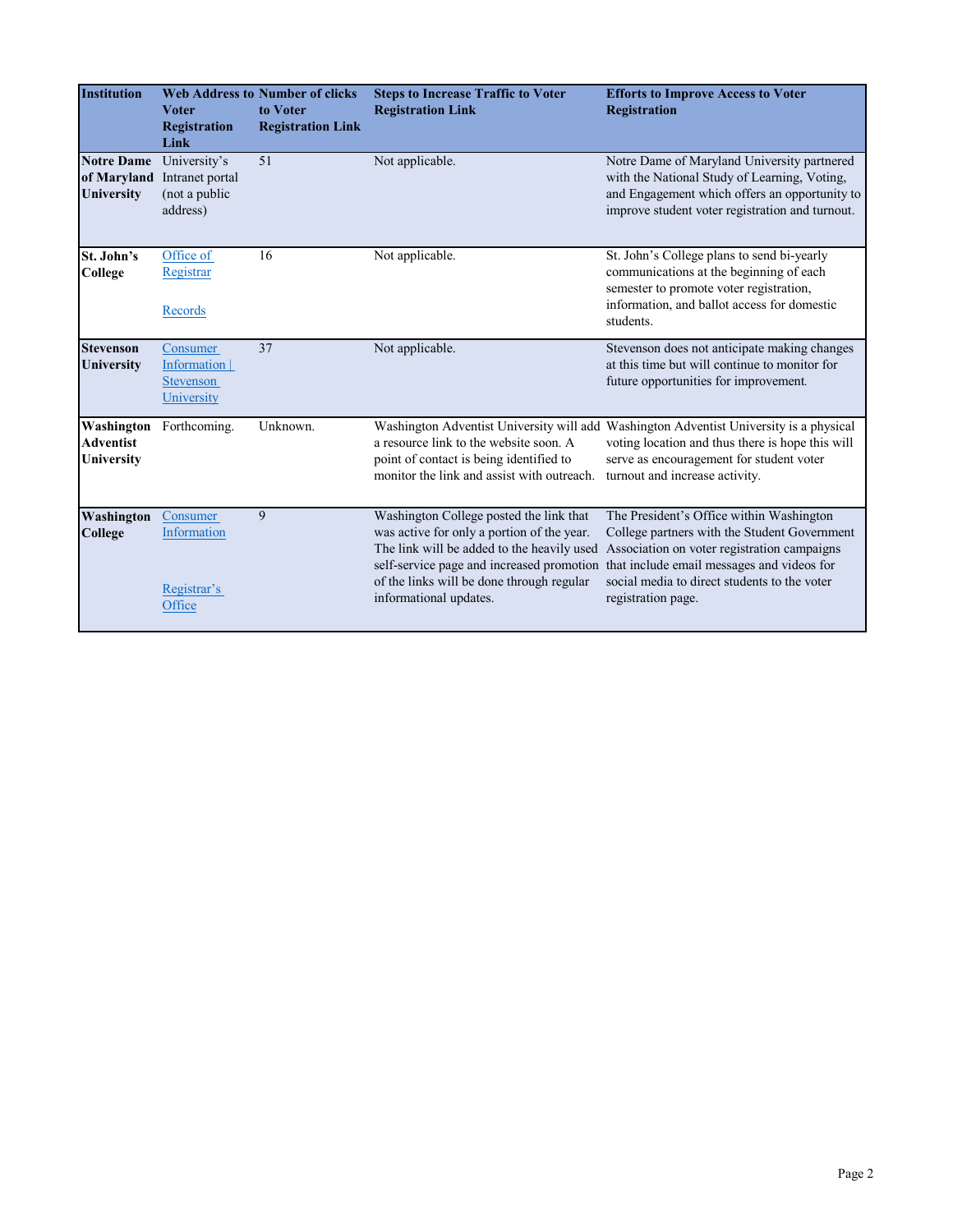| Institution | Web Address to Voter Registration Link | Number of clicks to Voter Registration Link | Steps to Increase Traffic to Voter Registration Link | Efforts to Improve Access to Voter Registration |
|---|---|---|---|---|
| **Notre Dame of Maryland University** | University's Intranet portal (not a public address) | 51 | Not applicable. | Notre Dame of Maryland University partnered with the National Study of Learning, Voting, and Engagement which offers an opportunity to improve student voter registration and turnout. |
| **St. John's College** | Office of Registrar<br><br>Records | 16 | Not applicable. | St. John's College plans to send bi-yearly communications at the beginning of each semester to promote voter registration, information, and ballot access for domestic students. |
| **Stevenson University** | Consumer Information \| Stevenson University | 37 | Not applicable. | Stevenson does not anticipate making changes at this time but will continue to monitor for future opportunities for improvement. |
| **Washington Adventist University** | Forthcoming. | Unknown. | Washington Adventist University will add a resource link to the website soon. A point of contact is being identified to monitor the link and assist with outreach. | Washington Adventist University is a physical voting location and thus there is hope this will serve as encouragement for student voter turnout and increase activity. |
| **Washington College** | Consumer Information<br><br>Registrar's Office | 9 | Washington College posted the link that was active for only a portion of the year. The link will be added to the heavily used self-service page and increased promotion of the links will be done through regular informational updates. | The President's Office within Washington College partners with the Student Government Association on voter registration campaigns that include email messages and videos for social media to direct students to the voter registration page. |